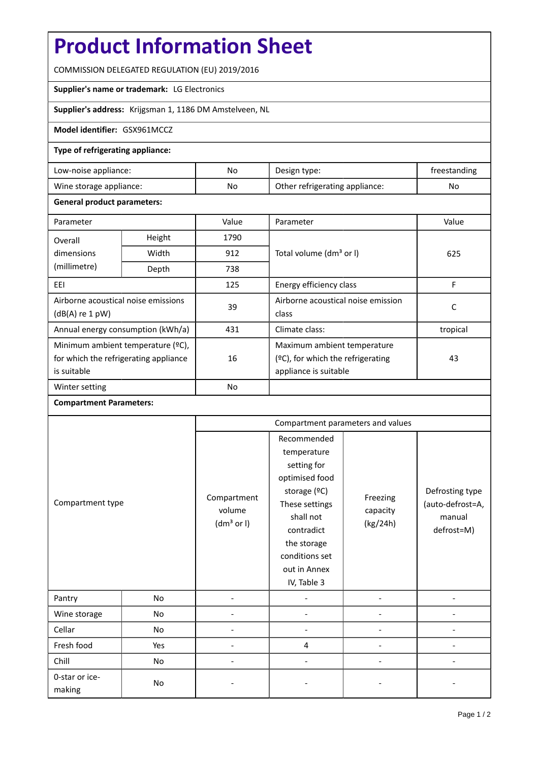# Product Information Sheet

COMMISSION DELEGATED REGULATION (EU) 2019/2016

**Supplier's name or trademark:** LG Electronics

**Supplier's address:** Krijgsman 1, 1186 DM Amstelveen, NL

**Model identifier:** GSX961MCCZ

**Type of refrigerating appliance:**

| Low-noise appliance: | No | Design type: | freestanding |
|---|---|---|---|
| Wine storage appliance: | No | Other refrigerating appliance: | No |

**General product parameters:**

| Parameter | | Value | Parameter | Value |
|---|---|---|---|---|
| Overall dimensions (millimetre) | Height | 1790 | Total volume (dm³ or l) | 625 |
| | Width | 912 | | |
| | Depth | 738 | | |
| EEI | | 125 | Energy efficiency class | F |
| Airborne acoustical noise emissions (dB(A) re 1 pW) | | 39 | Airborne acoustical noise emission class | C |
| Annual energy consumption (kWh/a) | | 431 | Climate class: | tropical |
| Minimum ambient temperature (ºC), for which the refrigerating appliance is suitable | | 16 | Maximum ambient temperature (ºC), for which the refrigerating appliance is suitable | 43 |
| Winter setting | | No | | |

**Compartment Parameters:**

| Compartment type | | Compartment parameters and values | | | |
|---|---|---|---|---|---|
| | | Compartment volume (dm³ or l) | Recommended temperature setting for optimised food storage (ºC) These settings shall not contradict the storage conditions set out in Annex IV, Table 3 | Freezing capacity (kg/24h) | Defrosting type (auto-defrost=A, manual defrost=M) |
| Pantry | No | - | - | - | - |
| Wine storage | No | - | - | - | - |
| Cellar | No | - | - | - | - |
| Fresh food | Yes | - | 4 | - | - |
| Chill | No | - | - | - | - |
| 0-star or ice-making | No | - | - | - | - |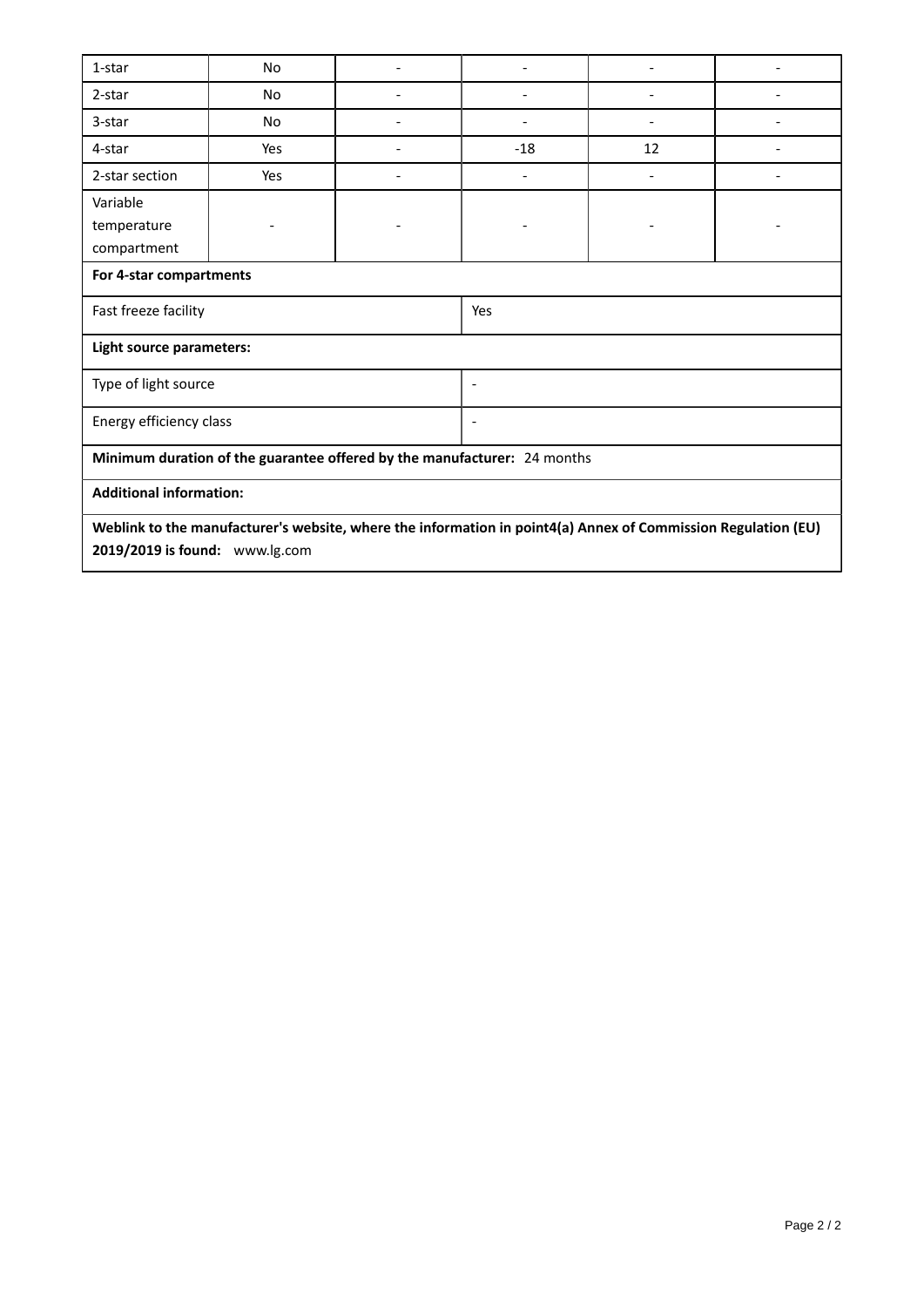| | | | | | |
|---|---|---|---|---|---|
| 1-star | No | - | - | - | - |
| 2-star | No | - | - | - | - |
| 3-star | No | - | - | - | - |
| 4-star | Yes | - | -18 | 12 | - |
| 2-star section | Yes | - | - | - | - |
| Variable temperature compartment | - | - | - | - | - |

**For 4-star compartments**

| | |
|---|---|
| Fast freeze facility | Yes |

**Light source parameters:**

| | |
|---|---|
| Type of light source | - |
| Energy efficiency class | - |

**Minimum duration of the guarantee offered by the manufacturer:** 24 months

**Additional information:**

**Weblink to the manufacturer's website, where the information in point4(a) Annex of Commission Regulation (EU) 2019/2019 is found:** www.lg.com